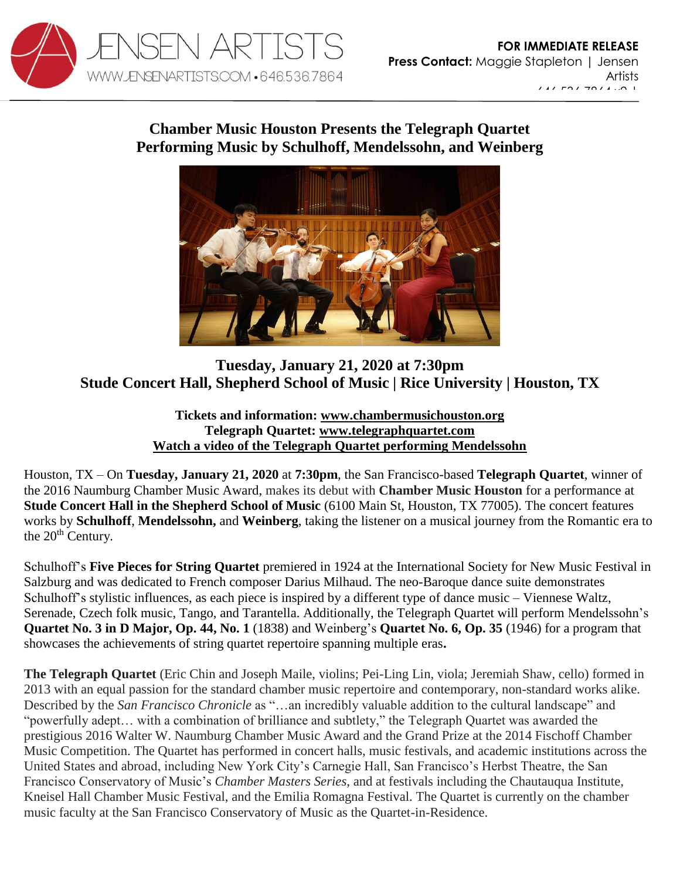JENSEN ARTISTS
WWW.JENSENARTISTS.COM • 646.536.7864

**FOR IMMEDIATE RELEASE**
**Press Contact:** Maggie Stapleton | Jensen Artists

# Chamber Music Houston Presents the Telegraph Quartet Performing Music by Schulhoff, Mendelssohn, and Weinberg

## Tuesday, January 21, 2020 at 7:30pm
## Stude Concert Hall, Shepherd School of Music | Rice University | Houston, TX

**Tickets and information: [www.chambermusichouston.org](www.chambermusichouston.org)**
**Telegraph Quartet: [www.telegraphquartet.com](www.telegraphquartet.com)**
**Watch a video of the Telegraph Quartet performing Mendelssohn**

Houston, TX – On **Tuesday, January 21, 2020** at **7:30pm**, the San Francisco-based **Telegraph Quartet**, winner of the 2016 Naumburg Chamber Music Award, makes its debut with **Chamber Music Houston** for a performance at **Stude Concert Hall in the Shepherd School of Music** (6100 Main St, Houston, TX 77005). The concert features works by **Schulhoff**, **Mendelssohn,** and **Weinberg**, taking the listener on a musical journey from the Romantic era to the 20th Century.

Schulhoff's **Five Pieces for String Quartet** premiered in 1924 at the International Society for New Music Festival in Salzburg and was dedicated to French composer Darius Milhaud. The neo-Baroque dance suite demonstrates Schulhoff's stylistic influences, as each piece is inspired by a different type of dance music – Viennese Waltz, Serenade, Czech folk music, Tango, and Tarantella. Additionally, the Telegraph Quartet will perform Mendelssohn's **Quartet No. 3 in D Major, Op. 44, No. 1** (1838) and Weinberg's **Quartet No. 6, Op. 35** (1946) for a program that showcases the achievements of string quartet repertoire spanning multiple eras**.**

**The Telegraph Quartet** (Eric Chin and Joseph Maile, violins; Pei-Ling Lin, viola; Jeremiah Shaw, cello) formed in 2013 with an equal passion for the standard chamber music repertoire and contemporary, non-standard works alike. Described by the *San Francisco Chronicle* as "…an incredibly valuable addition to the cultural landscape" and "powerfully adept… with a combination of brilliance and subtlety," the Telegraph Quartet was awarded the prestigious 2016 Walter W. Naumburg Chamber Music Award and the Grand Prize at the 2014 Fischoff Chamber Music Competition. The Quartet has performed in concert halls, music festivals, and academic institutions across the United States and abroad, including New York City's Carnegie Hall, San Francisco's Herbst Theatre, the San Francisco Conservatory of Music's *Chamber Masters Series*, and at festivals including the Chautauqua Institute, Kneisel Hall Chamber Music Festival, and the Emilia Romagna Festival. The Quartet is currently on the chamber music faculty at the San Francisco Conservatory of Music as the Quartet-in-Residence.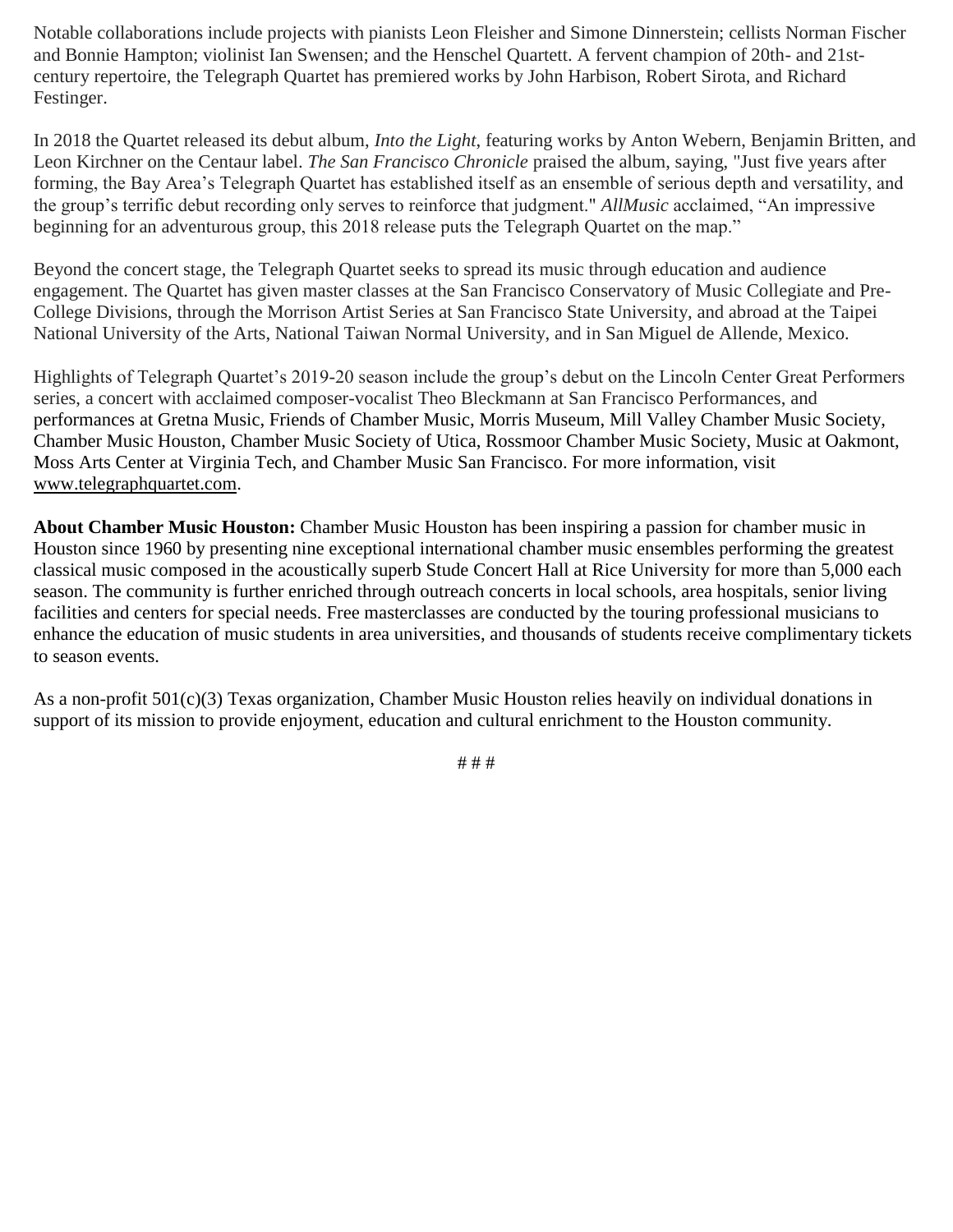Notable collaborations include projects with pianists Leon Fleisher and Simone Dinnerstein; cellists Norman Fischer and Bonnie Hampton; violinist Ian Swensen; and the Henschel Quartett. A fervent champion of 20th- and 21st-century repertoire, the Telegraph Quartet has premiered works by John Harbison, Robert Sirota, and Richard Festinger.

In 2018 the Quartet released its debut album, *Into the Light*, featuring works by Anton Webern, Benjamin Britten, and Leon Kirchner on the Centaur label. *The San Francisco Chronicle* praised the album, saying, "Just five years after forming, the Bay Area's Telegraph Quartet has established itself as an ensemble of serious depth and versatility, and the group's terrific debut recording only serves to reinforce that judgment." *AllMusic* acclaimed, "An impressive beginning for an adventurous group, this 2018 release puts the Telegraph Quartet on the map."

Beyond the concert stage, the Telegraph Quartet seeks to spread its music through education and audience engagement. The Quartet has given master classes at the San Francisco Conservatory of Music Collegiate and Pre-College Divisions, through the Morrison Artist Series at San Francisco State University, and abroad at the Taipei National University of the Arts, National Taiwan Normal University, and in San Miguel de Allende, Mexico.

Highlights of Telegraph Quartet's 2019-20 season include the group's debut on the Lincoln Center Great Performers series, a concert with acclaimed composer-vocalist Theo Bleckmann at San Francisco Performances, and performances at Gretna Music, Friends of Chamber Music, Morris Museum, Mill Valley Chamber Music Society, Chamber Music Houston, Chamber Music Society of Utica, Rossmoor Chamber Music Society, Music at Oakmont, Moss Arts Center at Virginia Tech, and Chamber Music San Francisco. For more information, visit www.telegraphquartet.com.

**About Chamber Music Houston:** Chamber Music Houston has been inspiring a passion for chamber music in Houston since 1960 by presenting nine exceptional international chamber music ensembles performing the greatest classical music composed in the acoustically superb Stude Concert Hall at Rice University for more than 5,000 each season. The community is further enriched through outreach concerts in local schools, area hospitals, senior living facilities and centers for special needs. Free masterclasses are conducted by the touring professional musicians to enhance the education of music students in area universities, and thousands of students receive complimentary tickets to season events.

As a non-profit 501(c)(3) Texas organization, Chamber Music Houston relies heavily on individual donations in support of its mission to provide enjoyment, education and cultural enrichment to the Houston community.

# # #